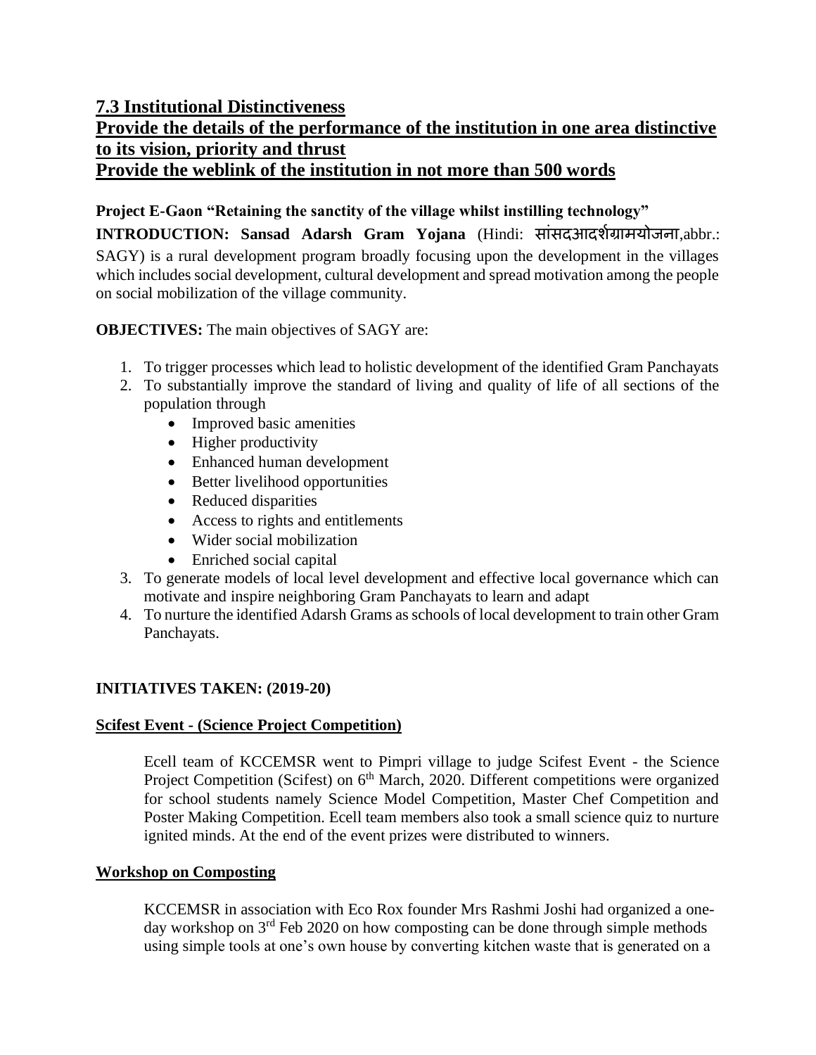## 7.3 Institutional Distinctiveness

## Provide the details of the performance of the institution in one area distinctive to its vision, priority and thrust

## Provide the weblink of the institution in not more than 500 words

**Project E-Gaon "Retaining the sanctity of the village whilst instilling technology"**

**INTRODUCTION: Sansad Adarsh Gram Yojana** (Hindi: सांसदआदर्शग्रामयोजना,abbr.: SAGY) is a rural development program broadly focusing upon the development in the villages which includes social development, cultural development and spread motivation among the people on social mobilization of the village community.

**OBJECTIVES:** The main objectives of SAGY are:

1. To trigger processes which lead to holistic development of the identified Gram Panchayats
2. To substantially improve the standard of living and quality of life of all sections of the population through
   - Improved basic amenities
   - Higher productivity
   - Enhanced human development
   - Better livelihood opportunities
   - Reduced disparities
   - Access to rights and entitlements
   - Wider social mobilization
   - Enriched social capital
3. To generate models of local level development and effective local governance which can motivate and inspire neighboring Gram Panchayats to learn and adapt
4. To nurture the identified Adarsh Grams as schools of local development to train other Gram Panchayats.

### INITIATIVES TAKEN: (2019-20)

**Scifest Event - (Science Project Competition)**

Ecell team of KCCEMSR went to Pimpri village to judge Scifest Event - the Science Project Competition (Scifest) on 6th March, 2020. Different competitions were organized for school students namely Science Model Competition, Master Chef Competition and Poster Making Competition. Ecell team members also took a small science quiz to nurture ignited minds. At the end of the event prizes were distributed to winners.

**Workshop on Composting**

KCCEMSR in association with Eco Rox founder Mrs Rashmi Joshi had organized a one-day workshop on 3rd Feb 2020 on how composting can be done through simple methods using simple tools at one's own house by converting kitchen waste that is generated on a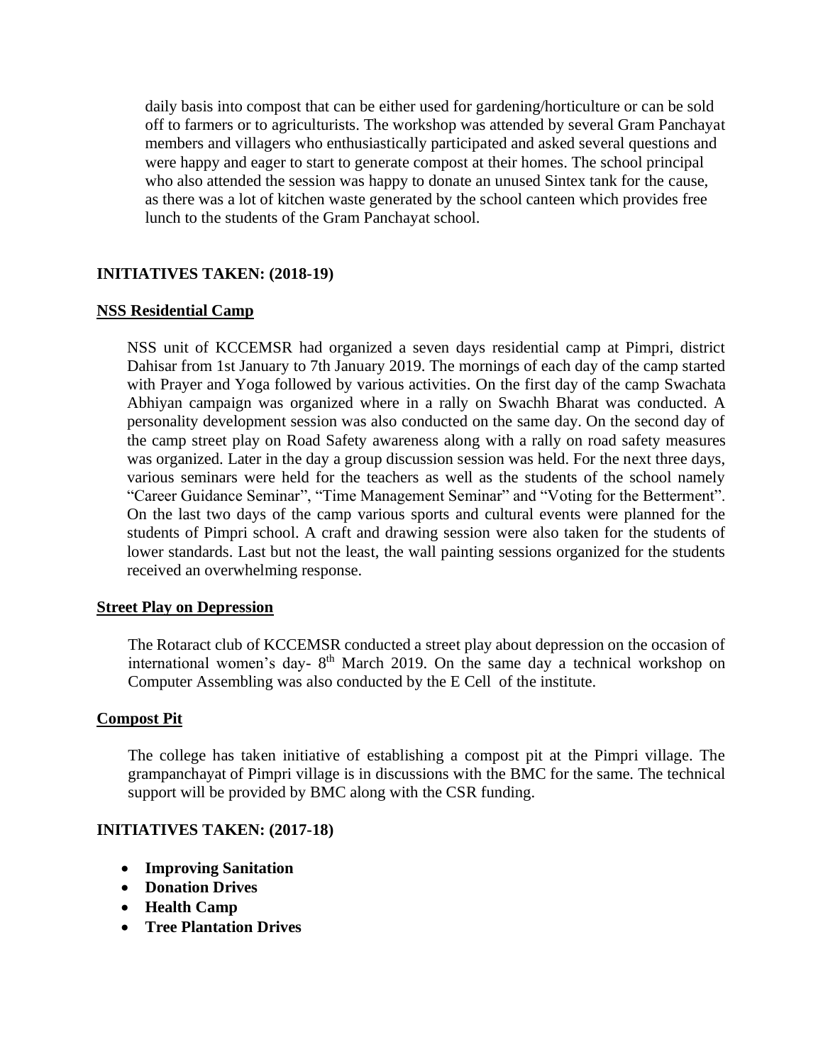daily basis into compost that can be either used for gardening/horticulture or can be sold off to farmers or to agriculturists. The workshop was attended by several Gram Panchayat members and villagers who enthusiastically participated and asked several questions and were happy and eager to start to generate compost at their homes. The school principal who also attended the session was happy to donate an unused Sintex tank for the cause, as there was a lot of kitchen waste generated by the school canteen which provides free lunch to the students of the Gram Panchayat school.

## INITIATIVES TAKEN: (2018-19)

### NSS Residential Camp

NSS unit of KCCEMSR had organized a seven days residential camp at Pimpri, district Dahisar from 1st January to 7th January 2019. The mornings of each day of the camp started with Prayer and Yoga followed by various activities. On the first day of the camp Swachata Abhiyan campaign was organized where in a rally on Swachh Bharat was conducted. A personality development session was also conducted on the same day. On the second day of the camp street play on Road Safety awareness along with a rally on road safety measures was organized. Later in the day a group discussion session was held. For the next three days, various seminars were held for the teachers as well as the students of the school namely "Career Guidance Seminar", "Time Management Seminar" and "Voting for the Betterment". On the last two days of the camp various sports and cultural events were planned for the students of Pimpri school. A craft and drawing session were also taken for the students of lower standards. Last but not the least, the wall painting sessions organized for the students received an overwhelming response.

### Street Play on Depression

The Rotaract club of KCCEMSR conducted a street play about depression on the occasion of international women's day- 8th March 2019. On the same day a technical workshop on Computer Assembling was also conducted by the E Cell of the institute.

### Compost Pit

The college has taken initiative of establishing a compost pit at the Pimpri village. The grampanchayat of Pimpri village is in discussions with the BMC for the same. The technical support will be provided by BMC along with the CSR funding.

## INITIATIVES TAKEN: (2017-18)

- **Improving Sanitation**
- **Donation Drives**
- **Health Camp**
- **Tree Plantation Drives**